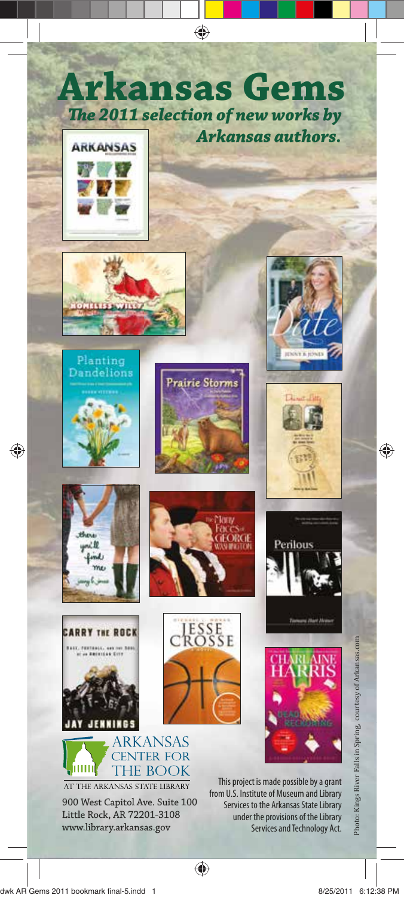# Arkansas Gems

*The 2011 selection of new works by Arkansas authors.*

ARKANSAS CENTER FOR THE BOOK

AT THE ARKANSAS STATE LIBRARY

900 West Capitol Ave. Suite 100
Little Rock, AR 72201-3108
www.library.arkansas.gov

This project is made possible by a grant from U.S. Institute of Museum and Library Services to the Arkansas State Library under the provisions of the Library Services and Technology Act.

Photo: Kings River Falls in Spring, courtesy of Arkansas.com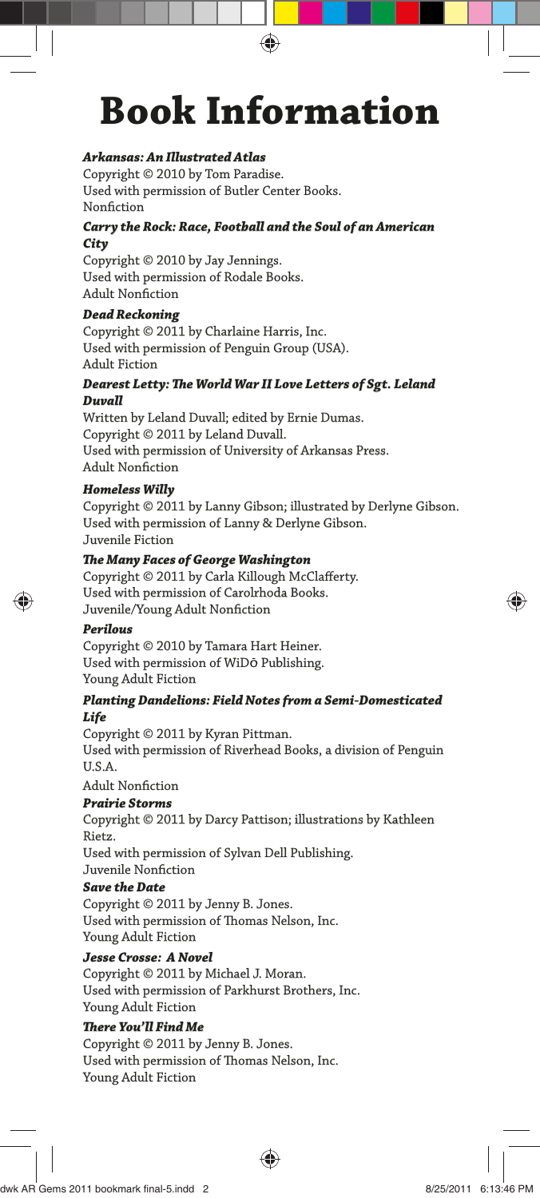# Book Information

***Arkansas: An Illustrated Atlas***
Copyright © 2010 by Tom Paradise.
Used with permission of Butler Center Books.
Nonfiction

***Carry the Rock: Race, Football and the Soul of an American City***
Copyright © 2010 by Jay Jennings.
Used with permission of Rodale Books.
Adult Nonfiction

***Dead Reckoning***
Copyright © 2011 by Charlaine Harris, Inc.
Used with permission of Penguin Group (USA).
Adult Fiction

***Dearest Letty: The World War II Love Letters of Sgt. Leland Duvall***
Written by Leland Duvall; edited by Ernie Dumas.
Copyright © 2011 by Leland Duvall.
Used with permission of University of Arkansas Press.
Adult Nonfiction

***Homeless Willy***
Copyright © 2011 by Lanny Gibson; illustrated by Derlyne Gibson.
Used with permission of Lanny & Derlyne Gibson.
Juvenile Fiction

***The Many Faces of George Washington***
Copyright © 2011 by Carla Killough McClafferty.
Used with permission of Carolrhoda Books.
Juvenile/Young Adult Nonfiction

***Perilous***
Copyright © 2010 by Tamara Hart Heiner.
Used with permission of WiDō Publishing.
Young Adult Fiction

***Planting Dandelions: Field Notes from a Semi-Domesticated Life***
Copyright © 2011 by Kyran Pittman.
Used with permission of Riverhead Books, a division of Penguin U.S.A.
Adult Nonfiction

***Prairie Storms***
Copyright © 2011 by Darcy Pattison; illustrations by Kathleen Rietz.
Used with permission of Sylvan Dell Publishing.
Juvenile Nonfiction

***Save the Date***
Copyright © 2011 by Jenny B. Jones.
Used with permission of Thomas Nelson, Inc.
Young Adult Fiction

***Jesse Crosse: A Novel***
Copyright © 2011 by Michael J. Moran.
Used with permission of Parkhurst Brothers, Inc.
Young Adult Fiction

***There You'll Find Me***
Copyright © 2011 by Jenny B. Jones.
Used with permission of Thomas Nelson, Inc.
Young Adult Fiction